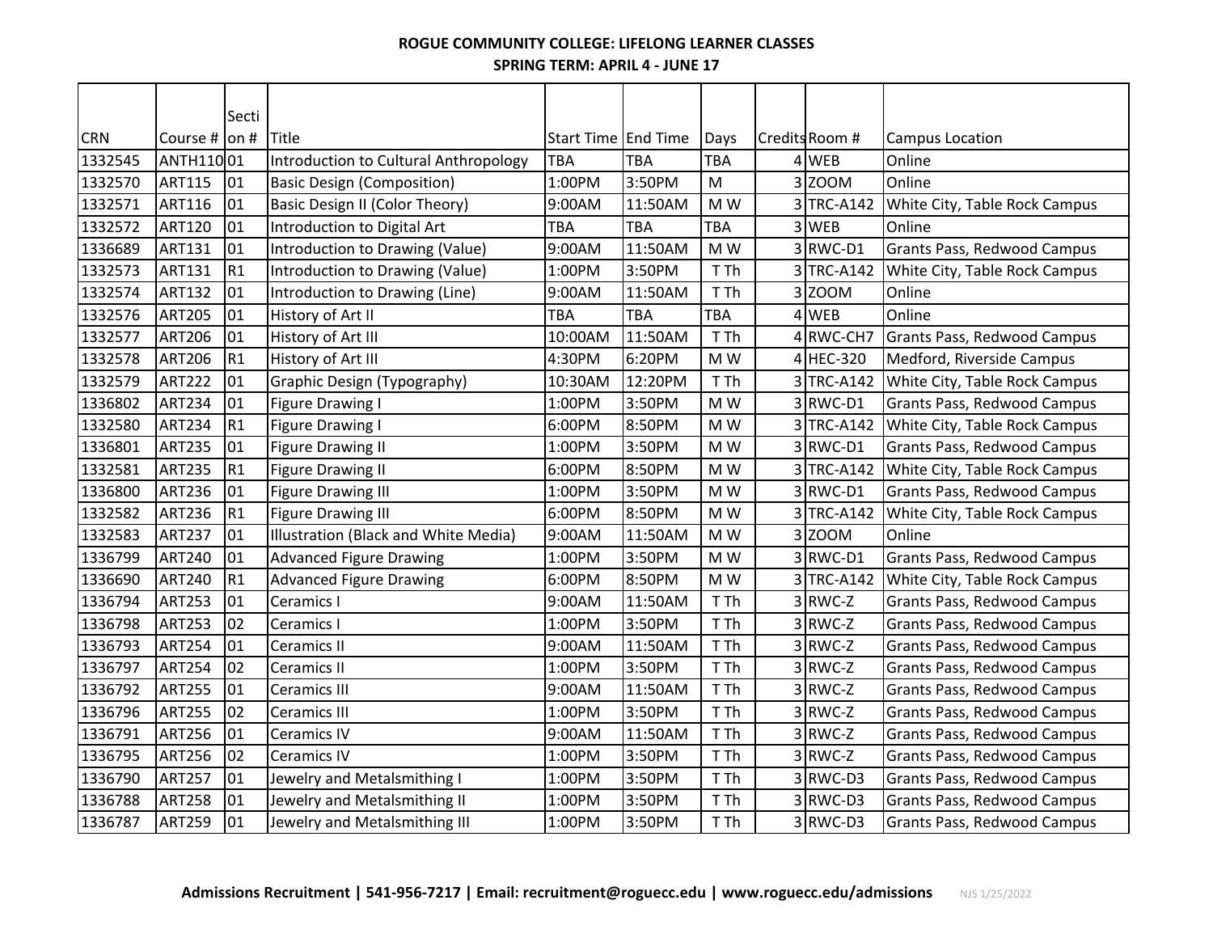# ROGUE COMMUNITY COLLEGE: LIFELONG LEARNER CLASSES

## SPRING TERM: APRIL 4 - JUNE 17

| CRN | Course # | Section # | Title | Start Time | End Time | Days | Credits | Room # | Campus Location |
|---|---|---|---|---|---|---|---|---|---|
| 1332545 | ANTH110 | 01 | Introduction to Cultural Anthropology | TBA | TBA | TBA | 4 | WEB | Online |
| 1332570 | ART115 | 01 | Basic Design (Composition) | 1:00PM | 3:50PM | M | 3 | ZOOM | Online |
| 1332571 | ART116 | 01 | Basic Design II (Color Theory) | 9:00AM | 11:50AM | M W | 3 | TRC-A142 | White City, Table Rock Campus |
| 1332572 | ART120 | 01 | Introduction to Digital Art | TBA | TBA | TBA | 3 | WEB | Online |
| 1336689 | ART131 | 01 | Introduction to Drawing (Value) | 9:00AM | 11:50AM | M W | 3 | RWC-D1 | Grants Pass, Redwood Campus |
| 1332573 | ART131 | R1 | Introduction to Drawing (Value) | 1:00PM | 3:50PM | T Th | 3 | TRC-A142 | White City, Table Rock Campus |
| 1332574 | ART132 | 01 | Introduction to Drawing (Line) | 9:00AM | 11:50AM | T Th | 3 | ZOOM | Online |
| 1332576 | ART205 | 01 | History of Art II | TBA | TBA | TBA | 4 | WEB | Online |
| 1332577 | ART206 | 01 | History of Art III | 10:00AM | 11:50AM | T Th | 4 | RWC-CH7 | Grants Pass, Redwood Campus |
| 1332578 | ART206 | R1 | History of Art III | 4:30PM | 6:20PM | M W | 4 | HEC-320 | Medford, Riverside Campus |
| 1332579 | ART222 | 01 | Graphic Design (Typography) | 10:30AM | 12:20PM | T Th | 3 | TRC-A142 | White City, Table Rock Campus |
| 1336802 | ART234 | 01 | Figure Drawing I | 1:00PM | 3:50PM | M W | 3 | RWC-D1 | Grants Pass, Redwood Campus |
| 1332580 | ART234 | R1 | Figure Drawing I | 6:00PM | 8:50PM | M W | 3 | TRC-A142 | White City, Table Rock Campus |
| 1336801 | ART235 | 01 | Figure Drawing II | 1:00PM | 3:50PM | M W | 3 | RWC-D1 | Grants Pass, Redwood Campus |
| 1332581 | ART235 | R1 | Figure Drawing II | 6:00PM | 8:50PM | M W | 3 | TRC-A142 | White City, Table Rock Campus |
| 1336800 | ART236 | 01 | Figure Drawing III | 1:00PM | 3:50PM | M W | 3 | RWC-D1 | Grants Pass, Redwood Campus |
| 1332582 | ART236 | R1 | Figure Drawing III | 6:00PM | 8:50PM | M W | 3 | TRC-A142 | White City, Table Rock Campus |
| 1332583 | ART237 | 01 | Illustration (Black and White Media) | 9:00AM | 11:50AM | M W | 3 | ZOOM | Online |
| 1336799 | ART240 | 01 | Advanced Figure Drawing | 1:00PM | 3:50PM | M W | 3 | RWC-D1 | Grants Pass, Redwood Campus |
| 1336690 | ART240 | R1 | Advanced Figure Drawing | 6:00PM | 8:50PM | M W | 3 | TRC-A142 | White City, Table Rock Campus |
| 1336794 | ART253 | 01 | Ceramics I | 9:00AM | 11:50AM | T Th | 3 | RWC-Z | Grants Pass, Redwood Campus |
| 1336798 | ART253 | 02 | Ceramics I | 1:00PM | 3:50PM | T Th | 3 | RWC-Z | Grants Pass, Redwood Campus |
| 1336793 | ART254 | 01 | Ceramics II | 9:00AM | 11:50AM | T Th | 3 | RWC-Z | Grants Pass, Redwood Campus |
| 1336797 | ART254 | 02 | Ceramics II | 1:00PM | 3:50PM | T Th | 3 | RWC-Z | Grants Pass, Redwood Campus |
| 1336792 | ART255 | 01 | Ceramics III | 9:00AM | 11:50AM | T Th | 3 | RWC-Z | Grants Pass, Redwood Campus |
| 1336796 | ART255 | 02 | Ceramics III | 1:00PM | 3:50PM | T Th | 3 | RWC-Z | Grants Pass, Redwood Campus |
| 1336791 | ART256 | 01 | Ceramics IV | 9:00AM | 11:50AM | T Th | 3 | RWC-Z | Grants Pass, Redwood Campus |
| 1336795 | ART256 | 02 | Ceramics IV | 1:00PM | 3:50PM | T Th | 3 | RWC-Z | Grants Pass, Redwood Campus |
| 1336790 | ART257 | 01 | Jewelry and Metalsmithing I | 1:00PM | 3:50PM | T Th | 3 | RWC-D3 | Grants Pass, Redwood Campus |
| 1336788 | ART258 | 01 | Jewelry and Metalsmithing II | 1:00PM | 3:50PM | T Th | 3 | RWC-D3 | Grants Pass, Redwood Campus |
| 1336787 | ART259 | 01 | Jewelry and Metalsmithing III | 1:00PM | 3:50PM | T Th | 3 | RWC-D3 | Grants Pass, Redwood Campus |

**Admissions Recruitment | 541-956-7217 | Email: recruitment@roguecc.edu | www.roguecc.edu/admissions** NJS 1/25/2022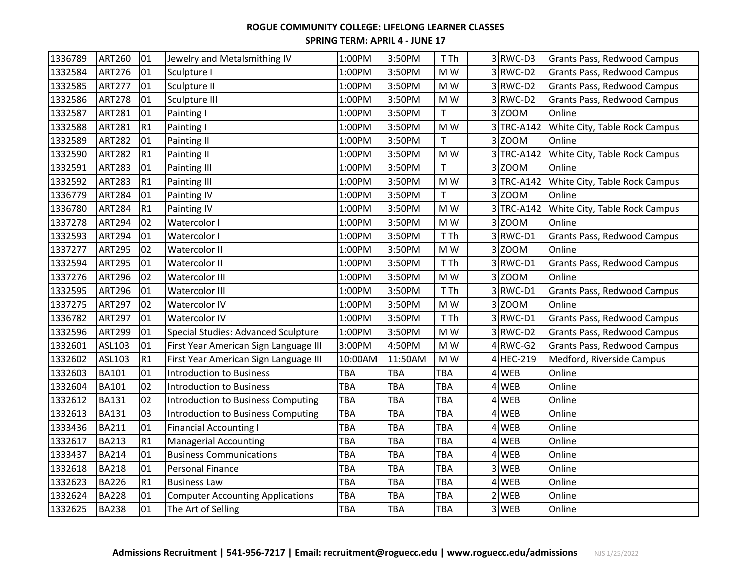**ROGUE COMMUNITY COLLEGE: LIFELONG LEARNER CLASSES**

**SPRING TERM: APRIL 4 - JUNE 17**

| | | | | | | | | | |
|---|---|---|---|---|---|---|---|---|---|
| 1336789 | ART260 | 01 | Jewelry and Metalsmithing IV | 1:00PM | 3:50PM | T Th | 3 | RWC-D3 | Grants Pass, Redwood Campus |
| 1332584 | ART276 | 01 | Sculpture I | 1:00PM | 3:50PM | M W | 3 | RWC-D2 | Grants Pass, Redwood Campus |
| 1332585 | ART277 | 01 | Sculpture II | 1:00PM | 3:50PM | M W | 3 | RWC-D2 | Grants Pass, Redwood Campus |
| 1332586 | ART278 | 01 | Sculpture III | 1:00PM | 3:50PM | M W | 3 | RWC-D2 | Grants Pass, Redwood Campus |
| 1332587 | ART281 | 01 | Painting I | 1:00PM | 3:50PM | T | 3 | ZOOM | Online |
| 1332588 | ART281 | R1 | Painting I | 1:00PM | 3:50PM | M W | 3 | TRC-A142 | White City, Table Rock Campus |
| 1332589 | ART282 | 01 | Painting II | 1:00PM | 3:50PM | T | 3 | ZOOM | Online |
| 1332590 | ART282 | R1 | Painting II | 1:00PM | 3:50PM | M W | 3 | TRC-A142 | White City, Table Rock Campus |
| 1332591 | ART283 | 01 | Painting III | 1:00PM | 3:50PM | T | 3 | ZOOM | Online |
| 1332592 | ART283 | R1 | Painting III | 1:00PM | 3:50PM | M W | 3 | TRC-A142 | White City, Table Rock Campus |
| 1336779 | ART284 | 01 | Painting IV | 1:00PM | 3:50PM | T | 3 | ZOOM | Online |
| 1336780 | ART284 | R1 | Painting IV | 1:00PM | 3:50PM | M W | 3 | TRC-A142 | White City, Table Rock Campus |
| 1337278 | ART294 | 02 | Watercolor I | 1:00PM | 3:50PM | M W | 3 | ZOOM | Online |
| 1332593 | ART294 | 01 | Watercolor I | 1:00PM | 3:50PM | T Th | 3 | RWC-D1 | Grants Pass, Redwood Campus |
| 1337277 | ART295 | 02 | Watercolor II | 1:00PM | 3:50PM | M W | 3 | ZOOM | Online |
| 1332594 | ART295 | 01 | Watercolor II | 1:00PM | 3:50PM | T Th | 3 | RWC-D1 | Grants Pass, Redwood Campus |
| 1337276 | ART296 | 02 | Watercolor III | 1:00PM | 3:50PM | M W | 3 | ZOOM | Online |
| 1332595 | ART296 | 01 | Watercolor III | 1:00PM | 3:50PM | T Th | 3 | RWC-D1 | Grants Pass, Redwood Campus |
| 1337275 | ART297 | 02 | Watercolor IV | 1:00PM | 3:50PM | M W | 3 | ZOOM | Online |
| 1336782 | ART297 | 01 | Watercolor IV | 1:00PM | 3:50PM | T Th | 3 | RWC-D1 | Grants Pass, Redwood Campus |
| 1332596 | ART299 | 01 | Special Studies: Advanced Sculpture | 1:00PM | 3:50PM | M W | 3 | RWC-D2 | Grants Pass, Redwood Campus |
| 1332601 | ASL103 | 01 | First Year American Sign Language III | 3:00PM | 4:50PM | M W | 4 | RWC-G2 | Grants Pass, Redwood Campus |
| 1332602 | ASL103 | R1 | First Year American Sign Language III | 10:00AM | 11:50AM | M W | 4 | HEC-219 | Medford, Riverside Campus |
| 1332603 | BA101 | 01 | Introduction to Business | TBA | TBA | TBA | 4 | WEB | Online |
| 1332604 | BA101 | 02 | Introduction to Business | TBA | TBA | TBA | 4 | WEB | Online |
| 1332612 | BA131 | 02 | Introduction to Business Computing | TBA | TBA | TBA | 4 | WEB | Online |
| 1332613 | BA131 | 03 | Introduction to Business Computing | TBA | TBA | TBA | 4 | WEB | Online |
| 1333436 | BA211 | 01 | Financial Accounting I | TBA | TBA | TBA | 4 | WEB | Online |
| 1332617 | BA213 | R1 | Managerial Accounting | TBA | TBA | TBA | 4 | WEB | Online |
| 1333437 | BA214 | 01 | Business Communications | TBA | TBA | TBA | 4 | WEB | Online |
| 1332618 | BA218 | 01 | Personal Finance | TBA | TBA | TBA | 3 | WEB | Online |
| 1332623 | BA226 | R1 | Business Law | TBA | TBA | TBA | 4 | WEB | Online |
| 1332624 | BA228 | 01 | Computer Accounting Applications | TBA | TBA | TBA | 2 | WEB | Online |
| 1332625 | BA238 | 01 | The Art of Selling | TBA | TBA | TBA | 3 | WEB | Online |

**Admissions Recruitment | 541-956-7217 | Email: recruitment@roguecc.edu | www.roguecc.edu/admissions** NJS 1/25/2022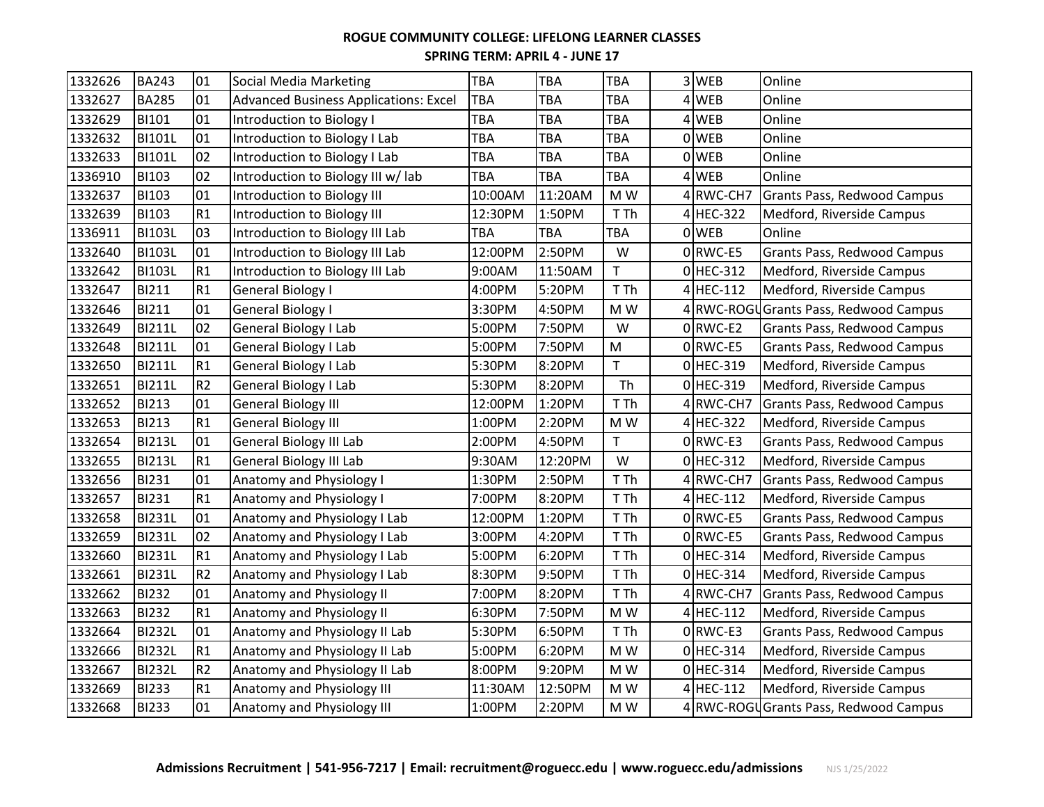**ROGUE COMMUNITY COLLEGE: LIFELONG LEARNER CLASSES**

**SPRING TERM: APRIL 4 - JUNE 17**

| | | | | | | | | | |
|---|---|---|---|---|---|---|---|---|---|
| 1332626 | BA243 | 01 | Social Media Marketing | TBA | TBA | TBA | 3 | WEB | Online |
| 1332627 | BA285 | 01 | Advanced Business Applications: Excel | TBA | TBA | TBA | 4 | WEB | Online |
| 1332629 | BI101 | 01 | Introduction to Biology I | TBA | TBA | TBA | 4 | WEB | Online |
| 1332632 | BI101L | 01 | Introduction to Biology I Lab | TBA | TBA | TBA | 0 | WEB | Online |
| 1332633 | BI101L | 02 | Introduction to Biology I Lab | TBA | TBA | TBA | 0 | WEB | Online |
| 1336910 | BI103 | 02 | Introduction to Biology III w/ lab | TBA | TBA | TBA | 4 | WEB | Online |
| 1332637 | BI103 | 01 | Introduction to Biology III | 10:00AM | 11:20AM | M W | 4 | RWC-CH7 | Grants Pass, Redwood Campus |
| 1332639 | BI103 | R1 | Introduction to Biology III | 12:30PM | 1:50PM | T Th | 4 | HEC-322 | Medford, Riverside Campus |
| 1336911 | BI103L | 03 | Introduction to Biology III Lab | TBA | TBA | TBA | 0 | WEB | Online |
| 1332640 | BI103L | 01 | Introduction to Biology III Lab | 12:00PM | 2:50PM | W | 0 | RWC-E5 | Grants Pass, Redwood Campus |
| 1332642 | BI103L | R1 | Introduction to Biology III Lab | 9:00AM | 11:50AM | T | 0 | HEC-312 | Medford, Riverside Campus |
| 1332647 | BI211 | R1 | General Biology I | 4:00PM | 5:20PM | T Th | 4 | HEC-112 | Medford, Riverside Campus |
| 1332646 | BI211 | 01 | General Biology I | 3:30PM | 4:50PM | M W | 4 | RWC-ROGU | Grants Pass, Redwood Campus |
| 1332649 | BI211L | 02 | General Biology I Lab | 5:00PM | 7:50PM | W | 0 | RWC-E2 | Grants Pass, Redwood Campus |
| 1332648 | BI211L | 01 | General Biology I Lab | 5:00PM | 7:50PM | M | 0 | RWC-E5 | Grants Pass, Redwood Campus |
| 1332650 | BI211L | R1 | General Biology I Lab | 5:30PM | 8:20PM | T | 0 | HEC-319 | Medford, Riverside Campus |
| 1332651 | BI211L | R2 | General Biology I Lab | 5:30PM | 8:20PM | Th | 0 | HEC-319 | Medford, Riverside Campus |
| 1332652 | BI213 | 01 | General Biology III | 12:00PM | 1:20PM | T Th | 4 | RWC-CH7 | Grants Pass, Redwood Campus |
| 1332653 | BI213 | R1 | General Biology III | 1:00PM | 2:20PM | M W | 4 | HEC-322 | Medford, Riverside Campus |
| 1332654 | BI213L | 01 | General Biology III Lab | 2:00PM | 4:50PM | T | 0 | RWC-E3 | Grants Pass, Redwood Campus |
| 1332655 | BI213L | R1 | General Biology III Lab | 9:30AM | 12:20PM | W | 0 | HEC-312 | Medford, Riverside Campus |
| 1332656 | BI231 | 01 | Anatomy and Physiology I | 1:30PM | 2:50PM | T Th | 4 | RWC-CH7 | Grants Pass, Redwood Campus |
| 1332657 | BI231 | R1 | Anatomy and Physiology I | 7:00PM | 8:20PM | T Th | 4 | HEC-112 | Medford, Riverside Campus |
| 1332658 | BI231L | 01 | Anatomy and Physiology I Lab | 12:00PM | 1:20PM | T Th | 0 | RWC-E5 | Grants Pass, Redwood Campus |
| 1332659 | BI231L | 02 | Anatomy and Physiology I Lab | 3:00PM | 4:20PM | T Th | 0 | RWC-E5 | Grants Pass, Redwood Campus |
| 1332660 | BI231L | R1 | Anatomy and Physiology I Lab | 5:00PM | 6:20PM | T Th | 0 | HEC-314 | Medford, Riverside Campus |
| 1332661 | BI231L | R2 | Anatomy and Physiology I Lab | 8:30PM | 9:50PM | T Th | 0 | HEC-314 | Medford, Riverside Campus |
| 1332662 | BI232 | 01 | Anatomy and Physiology II | 7:00PM | 8:20PM | T Th | 4 | RWC-CH7 | Grants Pass, Redwood Campus |
| 1332663 | BI232 | R1 | Anatomy and Physiology II | 6:30PM | 7:50PM | M W | 4 | HEC-112 | Medford, Riverside Campus |
| 1332664 | BI232L | 01 | Anatomy and Physiology II Lab | 5:30PM | 6:50PM | T Th | 0 | RWC-E3 | Grants Pass, Redwood Campus |
| 1332666 | BI232L | R1 | Anatomy and Physiology II Lab | 5:00PM | 6:20PM | M W | 0 | HEC-314 | Medford, Riverside Campus |
| 1332667 | BI232L | R2 | Anatomy and Physiology II Lab | 8:00PM | 9:20PM | M W | 0 | HEC-314 | Medford, Riverside Campus |
| 1332669 | BI233 | R1 | Anatomy and Physiology III | 11:30AM | 12:50PM | M W | 4 | HEC-112 | Medford, Riverside Campus |
| 1332668 | BI233 | 01 | Anatomy and Physiology III | 1:00PM | 2:20PM | M W | 4 | RWC-ROGU | Grants Pass, Redwood Campus |

**Admissions Recruitment | 541-956-7217 | Email: recruitment@roguecc.edu | www.roguecc.edu/admissions** NJS 1/25/2022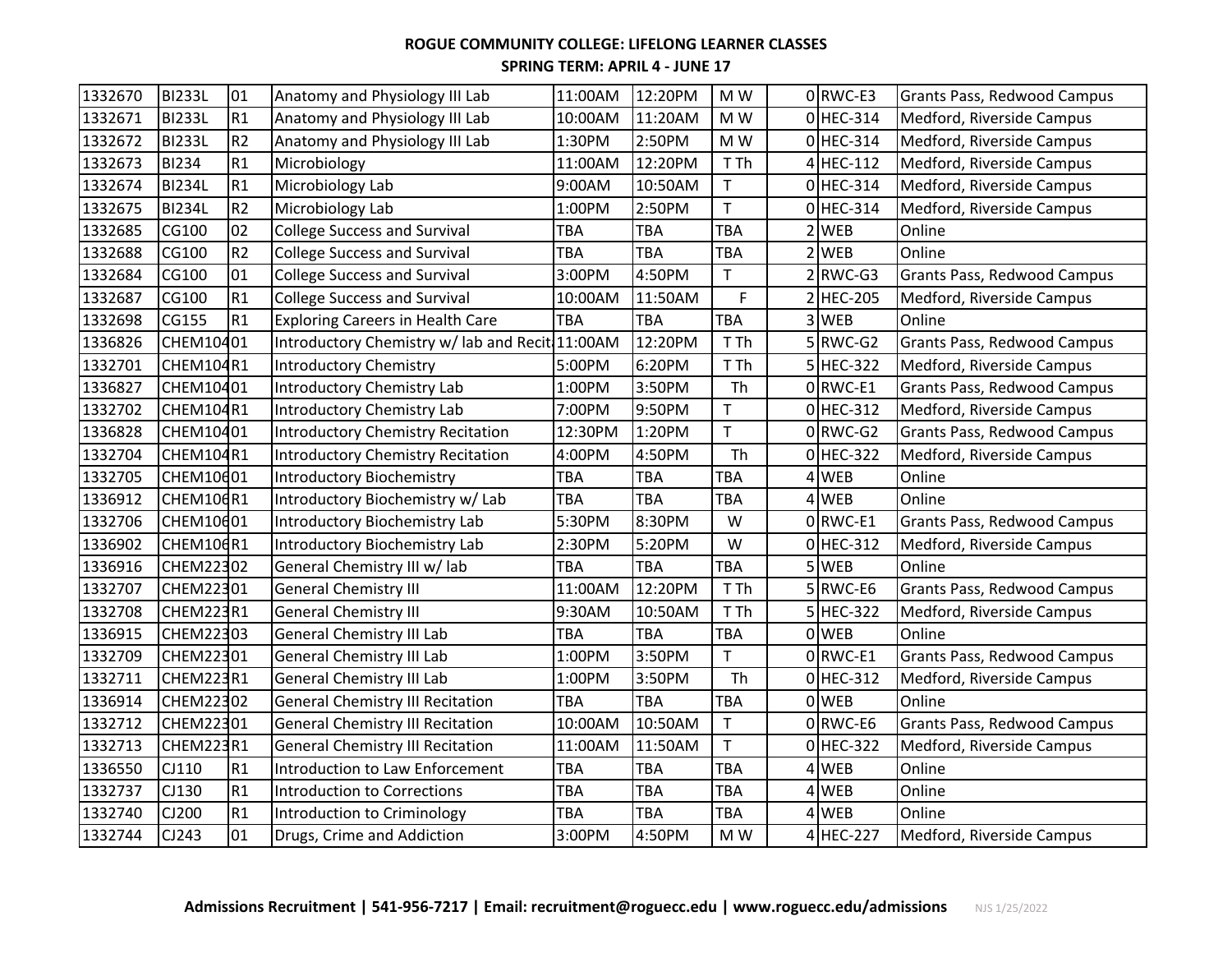**ROGUE COMMUNITY COLLEGE: LIFELONG LEARNER CLASSES**

**SPRING TERM: APRIL 4 - JUNE 17**

| | | | | | | | | | |
|---|---|---|---|---|---|---|---|---|---|
| 1332670 | BI233L | 01 | Anatomy and Physiology III Lab | 11:00AM | 12:20PM | M W | 0 | RWC-E3 | Grants Pass, Redwood Campus |
| 1332671 | BI233L | R1 | Anatomy and Physiology III Lab | 10:00AM | 11:20AM | M W | 0 | HEC-314 | Medford, Riverside Campus |
| 1332672 | BI233L | R2 | Anatomy and Physiology III Lab | 1:30PM | 2:50PM | M W | 0 | HEC-314 | Medford, Riverside Campus |
| 1332673 | BI234 | R1 | Microbiology | 11:00AM | 12:20PM | T Th | 4 | HEC-112 | Medford, Riverside Campus |
| 1332674 | BI234L | R1 | Microbiology Lab | 9:00AM | 10:50AM | T | 0 | HEC-314 | Medford, Riverside Campus |
| 1332675 | BI234L | R2 | Microbiology Lab | 1:00PM | 2:50PM | T | 0 | HEC-314 | Medford, Riverside Campus |
| 1332685 | CG100 | 02 | College Success and Survival | TBA | TBA | TBA | 2 | WEB | Online |
| 1332688 | CG100 | R2 | College Success and Survival | TBA | TBA | TBA | 2 | WEB | Online |
| 1332684 | CG100 | 01 | College Success and Survival | 3:00PM | 4:50PM | T | 2 | RWC-G3 | Grants Pass, Redwood Campus |
| 1332687 | CG100 | R1 | College Success and Survival | 10:00AM | 11:50AM | F | 2 | HEC-205 | Medford, Riverside Campus |
| 1332698 | CG155 | R1 | Exploring Careers in Health Care | TBA | TBA | TBA | 3 | WEB | Online |
| 1336826 | CHEM104 | 01 | Introductory Chemistry w/ lab and Recit | 11:00AM | 12:20PM | T Th | 5 | RWC-G2 | Grants Pass, Redwood Campus |
| 1332701 | CHEM104 | R1 | Introductory Chemistry | 5:00PM | 6:20PM | T Th | 5 | HEC-322 | Medford, Riverside Campus |
| 1336827 | CHEM104 | 01 | Introductory Chemistry Lab | 1:00PM | 3:50PM | Th | 0 | RWC-E1 | Grants Pass, Redwood Campus |
| 1332702 | CHEM104 | R1 | Introductory Chemistry Lab | 7:00PM | 9:50PM | T | 0 | HEC-312 | Medford, Riverside Campus |
| 1336828 | CHEM104 | 01 | Introductory Chemistry Recitation | 12:30PM | 1:20PM | T | 0 | RWC-G2 | Grants Pass, Redwood Campus |
| 1332704 | CHEM104 | R1 | Introductory Chemistry Recitation | 4:00PM | 4:50PM | Th | 0 | HEC-322 | Medford, Riverside Campus |
| 1332705 | CHEM106 | 01 | Introductory Biochemistry | TBA | TBA | TBA | 4 | WEB | Online |
| 1336912 | CHEM106 | R1 | Introductory Biochemistry w/ Lab | TBA | TBA | TBA | 4 | WEB | Online |
| 1332706 | CHEM106 | 01 | Introductory Biochemistry Lab | 5:30PM | 8:30PM | W | 0 | RWC-E1 | Grants Pass, Redwood Campus |
| 1336902 | CHEM106 | R1 | Introductory Biochemistry Lab | 2:30PM | 5:20PM | W | 0 | HEC-312 | Medford, Riverside Campus |
| 1336916 | CHEM223 | 02 | General Chemistry III w/ lab | TBA | TBA | TBA | 5 | WEB | Online |
| 1332707 | CHEM223 | 01 | General Chemistry III | 11:00AM | 12:20PM | T Th | 5 | RWC-E6 | Grants Pass, Redwood Campus |
| 1332708 | CHEM223 | R1 | General Chemistry III | 9:30AM | 10:50AM | T Th | 5 | HEC-322 | Medford, Riverside Campus |
| 1336915 | CHEM223 | 03 | General Chemistry III Lab | TBA | TBA | TBA | 0 | WEB | Online |
| 1332709 | CHEM223 | 01 | General Chemistry III Lab | 1:00PM | 3:50PM | T | 0 | RWC-E1 | Grants Pass, Redwood Campus |
| 1332711 | CHEM223 | R1 | General Chemistry III Lab | 1:00PM | 3:50PM | Th | 0 | HEC-312 | Medford, Riverside Campus |
| 1336914 | CHEM223 | 02 | General Chemistry III Recitation | TBA | TBA | TBA | 0 | WEB | Online |
| 1332712 | CHEM223 | 01 | General Chemistry III Recitation | 10:00AM | 10:50AM | T | 0 | RWC-E6 | Grants Pass, Redwood Campus |
| 1332713 | CHEM223 | R1 | General Chemistry III Recitation | 11:00AM | 11:50AM | T | 0 | HEC-322 | Medford, Riverside Campus |
| 1336550 | CJ110 | R1 | Introduction to Law Enforcement | TBA | TBA | TBA | 4 | WEB | Online |
| 1332737 | CJ130 | R1 | Introduction to Corrections | TBA | TBA | TBA | 4 | WEB | Online |
| 1332740 | CJ200 | R1 | Introduction to Criminology | TBA | TBA | TBA | 4 | WEB | Online |
| 1332744 | CJ243 | 01 | Drugs, Crime and Addiction | 3:00PM | 4:50PM | M W | 4 | HEC-227 | Medford, Riverside Campus |

**Admissions Recruitment | 541-956-7217 | Email: recruitment@roguecc.edu | www.roguecc.edu/admissions** NJS 1/25/2022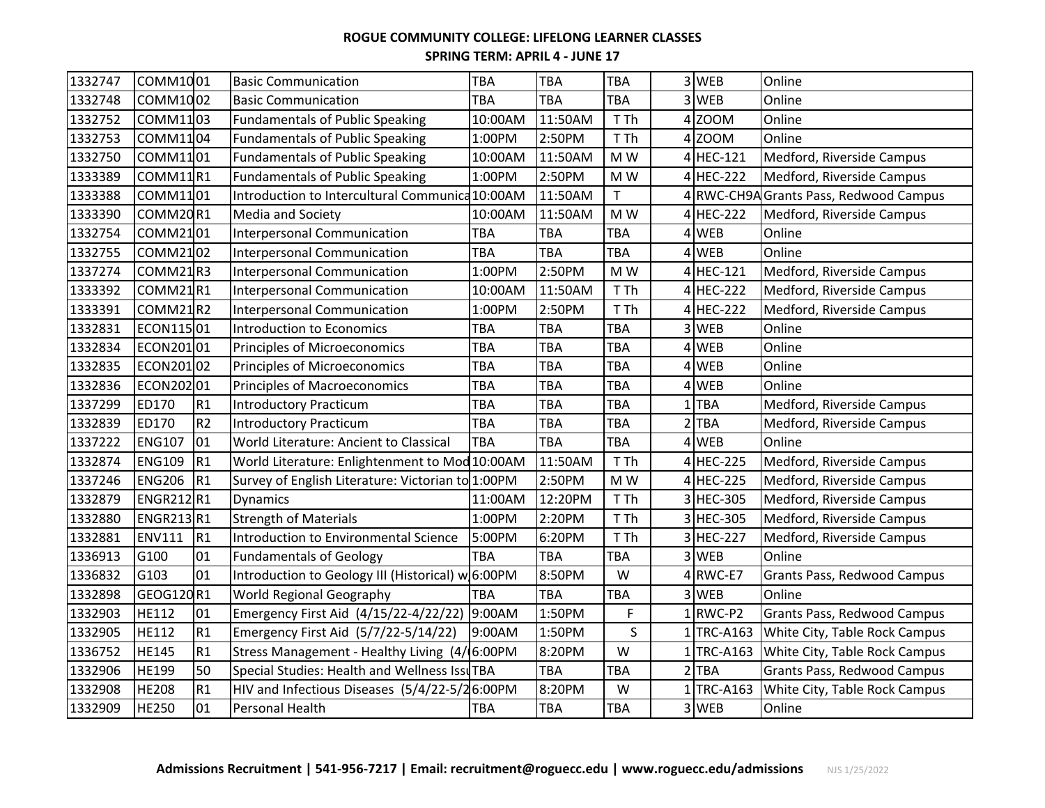**ROGUE COMMUNITY COLLEGE: LIFELONG LEARNER CLASSES**

**SPRING TERM: APRIL 4 - JUNE 17**

| | | | | | | | | | |
|---|---|---|---|---|---|---|---|---|---|
| 1332747 | COMM10 | 01 | Basic Communication | TBA | TBA | TBA | 3 | WEB | Online |
| 1332748 | COMM10 | 02 | Basic Communication | TBA | TBA | TBA | 3 | WEB | Online |
| 1332752 | COMM11 | 03 | Fundamentals of Public Speaking | 10:00AM | 11:50AM | T Th | 4 | ZOOM | Online |
| 1332753 | COMM11 | 04 | Fundamentals of Public Speaking | 1:00PM | 2:50PM | T Th | 4 | ZOOM | Online |
| 1332750 | COMM11 | 01 | Fundamentals of Public Speaking | 10:00AM | 11:50AM | M W | 4 | HEC-121 | Medford, Riverside Campus |
| 1333389 | COMM11 | R1 | Fundamentals of Public Speaking | 1:00PM | 2:50PM | M W | 4 | HEC-222 | Medford, Riverside Campus |
| 1333388 | COMM11 | 01 | Introduction to Intercultural Communica | 10:00AM | 11:50AM | T | 4 | RWC-CH9A | Grants Pass, Redwood Campus |
| 1333390 | COMM20 | R1 | Media and Society | 10:00AM | 11:50AM | M W | 4 | HEC-222 | Medford, Riverside Campus |
| 1332754 | COMM21 | 01 | Interpersonal Communication | TBA | TBA | TBA | 4 | WEB | Online |
| 1332755 | COMM21 | 02 | Interpersonal Communication | TBA | TBA | TBA | 4 | WEB | Online |
| 1337274 | COMM21 | R3 | Interpersonal Communication | 1:00PM | 2:50PM | M W | 4 | HEC-121 | Medford, Riverside Campus |
| 1333392 | COMM21 | R1 | Interpersonal Communication | 10:00AM | 11:50AM | T Th | 4 | HEC-222 | Medford, Riverside Campus |
| 1333391 | COMM21 | R2 | Interpersonal Communication | 1:00PM | 2:50PM | T Th | 4 | HEC-222 | Medford, Riverside Campus |
| 1332831 | ECON115 | 01 | Introduction to Economics | TBA | TBA | TBA | 3 | WEB | Online |
| 1332834 | ECON201 | 01 | Principles of Microeconomics | TBA | TBA | TBA | 4 | WEB | Online |
| 1332835 | ECON201 | 02 | Principles of Microeconomics | TBA | TBA | TBA | 4 | WEB | Online |
| 1332836 | ECON202 | 01 | Principles of Macroeconomics | TBA | TBA | TBA | 4 | WEB | Online |
| 1337299 | ED170 | R1 | Introductory Practicum | TBA | TBA | TBA | 1 | TBA | Medford, Riverside Campus |
| 1332839 | ED170 | R2 | Introductory Practicum | TBA | TBA | TBA | 2 | TBA | Medford, Riverside Campus |
| 1337222 | ENG107 | 01 | World Literature: Ancient to Classical | TBA | TBA | TBA | 4 | WEB | Online |
| 1332874 | ENG109 | R1 | World Literature: Enlightenment to Mod | 10:00AM | 11:50AM | T Th | 4 | HEC-225 | Medford, Riverside Campus |
| 1337246 | ENG206 | R1 | Survey of English Literature: Victorian to | 1:00PM | 2:50PM | M W | 4 | HEC-225 | Medford, Riverside Campus |
| 1332879 | ENGR212 | R1 | Dynamics | 11:00AM | 12:20PM | T Th | 3 | HEC-305 | Medford, Riverside Campus |
| 1332880 | ENGR213 | R1 | Strength of Materials | 1:00PM | 2:20PM | T Th | 3 | HEC-305 | Medford, Riverside Campus |
| 1332881 | ENV111 | R1 | Introduction to Environmental Science | 5:00PM | 6:20PM | T Th | 3 | HEC-227 | Medford, Riverside Campus |
| 1336913 | G100 | 01 | Fundamentals of Geology | TBA | TBA | TBA | 3 | WEB | Online |
| 1336832 | G103 | 01 | Introduction to Geology III (Historical) w | 6:00PM | 8:50PM | W | 4 | RWC-E7 | Grants Pass, Redwood Campus |
| 1332898 | GEOG120 | R1 | World Regional Geography | TBA | TBA | TBA | 3 | WEB | Online |
| 1332903 | HE112 | 01 | Emergency First Aid (4/15/22-4/22/22) | 9:00AM | 1:50PM | F | 1 | RWC-P2 | Grants Pass, Redwood Campus |
| 1332905 | HE112 | R1 | Emergency First Aid (5/7/22-5/14/22) | 9:00AM | 1:50PM | S | 1 | TRC-A163 | White City, Table Rock Campus |
| 1336752 | HE145 | R1 | Stress Management - Healthy Living (4/ | 6:00PM | 8:20PM | W | 1 | TRC-A163 | White City, Table Rock Campus |
| 1332906 | HE199 | 50 | Special Studies: Health and Wellness Issu | TBA | TBA | TBA | 2 | TBA | Grants Pass, Redwood Campus |
| 1332908 | HE208 | R1 | HIV and Infectious Diseases (5/4/22-5/2 | 6:00PM | 8:20PM | W | 1 | TRC-A163 | White City, Table Rock Campus |
| 1332909 | HE250 | 01 | Personal Health | TBA | TBA | TBA | 3 | WEB | Online |

**Admissions Recruitment | 541-956-7217 | Email: recruitment@roguecc.edu | www.roguecc.edu/admissions** NJS 1/25/2022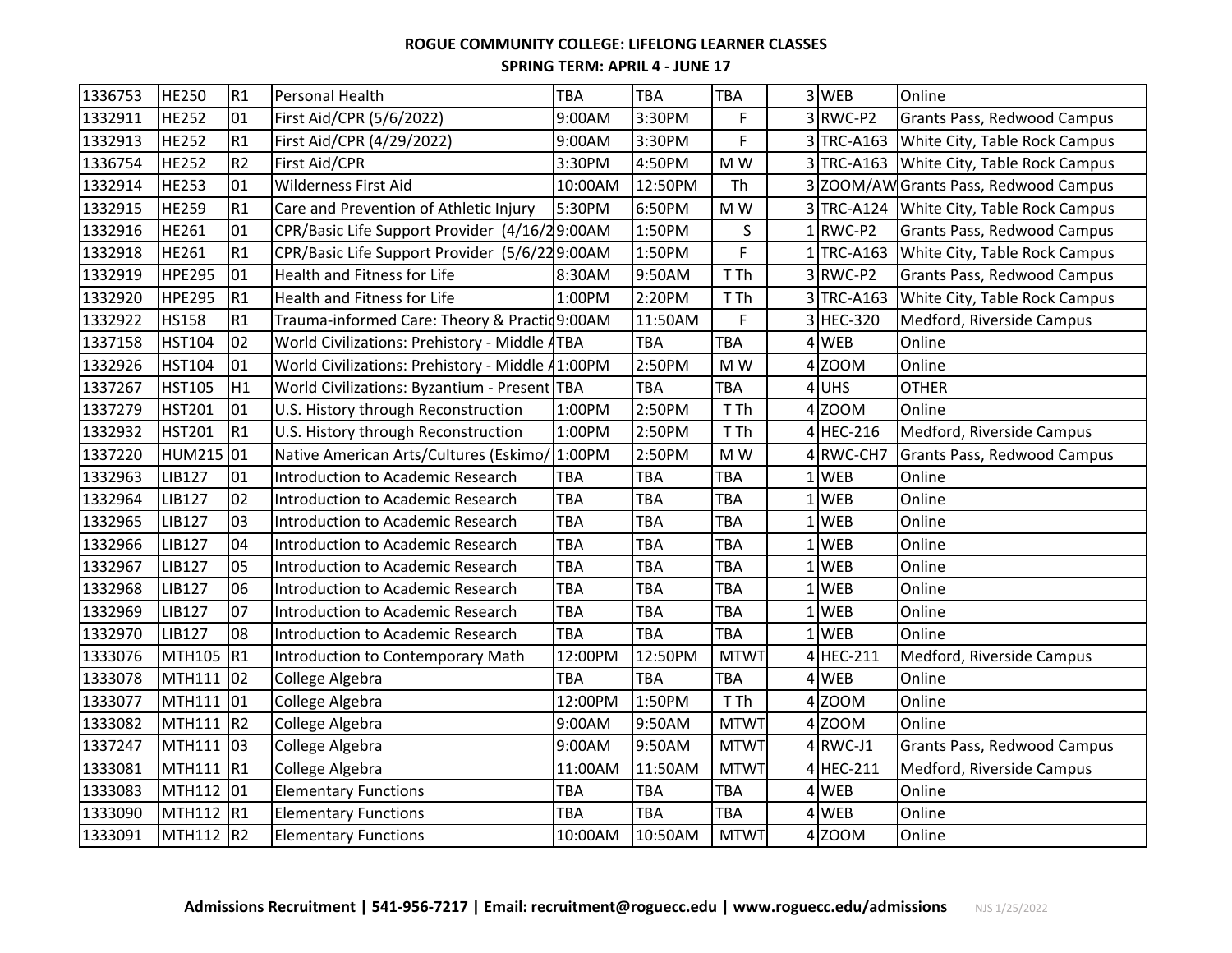**ROGUE COMMUNITY COLLEGE: LIFELONG LEARNER CLASSES**

**SPRING TERM: APRIL 4 - JUNE 17**

| | | | | | | | | | |
|---|---|---|---|---|---|---|---|---|---|
| 1336753 | HE250 | R1 | Personal Health | TBA | TBA | TBA | 3 | WEB | Online |
| 1332911 | HE252 | 01 | First Aid/CPR (5/6/2022) | 9:00AM | 3:30PM | F | 3 | RWC-P2 | Grants Pass, Redwood Campus |
| 1332913 | HE252 | R1 | First Aid/CPR (4/29/2022) | 9:00AM | 3:30PM | F | 3 | TRC-A163 | White City, Table Rock Campus |
| 1336754 | HE252 | R2 | First Aid/CPR | 3:30PM | 4:50PM | M W | 3 | TRC-A163 | White City, Table Rock Campus |
| 1332914 | HE253 | 01 | Wilderness First Aid | 10:00AM | 12:50PM | Th | 3 | ZOOM/AW | Grants Pass, Redwood Campus |
| 1332915 | HE259 | R1 | Care and Prevention of Athletic Injury | 5:30PM | 6:50PM | M W | 3 | TRC-A124 | White City, Table Rock Campus |
| 1332916 | HE261 | 01 | CPR/Basic Life Support Provider (4/16/2 | 9:00AM | 1:50PM | S | 1 | RWC-P2 | Grants Pass, Redwood Campus |
| 1332918 | HE261 | R1 | CPR/Basic Life Support Provider (5/6/22 | 9:00AM | 1:50PM | F | 1 | TRC-A163 | White City, Table Rock Campus |
| 1332919 | HPE295 | 01 | Health and Fitness for Life | 8:30AM | 9:50AM | T Th | 3 | RWC-P2 | Grants Pass, Redwood Campus |
| 1332920 | HPE295 | R1 | Health and Fitness for Life | 1:00PM | 2:20PM | T Th | 3 | TRC-A163 | White City, Table Rock Campus |
| 1332922 | HS158 | R1 | Trauma-informed Care: Theory & Practic | 9:00AM | 11:50AM | F | 3 | HEC-320 | Medford, Riverside Campus |
| 1337158 | HST104 | 02 | World Civilizations: Prehistory - Middle A | TBA | TBA | TBA | 4 | WEB | Online |
| 1332926 | HST104 | 01 | World Civilizations: Prehistory - Middle A | 1:00PM | 2:50PM | M W | 4 | ZOOM | Online |
| 1337267 | HST105 | H1 | World Civilizations: Byzantium - Present | TBA | TBA | TBA | 4 | UHS | OTHER |
| 1337279 | HST201 | 01 | U.S. History through Reconstruction | 1:00PM | 2:50PM | T Th | 4 | ZOOM | Online |
| 1332932 | HST201 | R1 | U.S. History through Reconstruction | 1:00PM | 2:50PM | T Th | 4 | HEC-216 | Medford, Riverside Campus |
| 1337220 | HUM215 | 01 | Native American Arts/Cultures (Eskimo/ | 1:00PM | 2:50PM | M W | 4 | RWC-CH7 | Grants Pass, Redwood Campus |
| 1332963 | LIB127 | 01 | Introduction to Academic Research | TBA | TBA | TBA | 1 | WEB | Online |
| 1332964 | LIB127 | 02 | Introduction to Academic Research | TBA | TBA | TBA | 1 | WEB | Online |
| 1332965 | LIB127 | 03 | Introduction to Academic Research | TBA | TBA | TBA | 1 | WEB | Online |
| 1332966 | LIB127 | 04 | Introduction to Academic Research | TBA | TBA | TBA | 1 | WEB | Online |
| 1332967 | LIB127 | 05 | Introduction to Academic Research | TBA | TBA | TBA | 1 | WEB | Online |
| 1332968 | LIB127 | 06 | Introduction to Academic Research | TBA | TBA | TBA | 1 | WEB | Online |
| 1332969 | LIB127 | 07 | Introduction to Academic Research | TBA | TBA | TBA | 1 | WEB | Online |
| 1332970 | LIB127 | 08 | Introduction to Academic Research | TBA | TBA | TBA | 1 | WEB | Online |
| 1333076 | MTH105 | R1 | Introduction to Contemporary Math | 12:00PM | 12:50PM | MTWT | 4 | HEC-211 | Medford, Riverside Campus |
| 1333078 | MTH111 | 02 | College Algebra | TBA | TBA | TBA | 4 | WEB | Online |
| 1333077 | MTH111 | 01 | College Algebra | 12:00PM | 1:50PM | T Th | 4 | ZOOM | Online |
| 1333082 | MTH111 | R2 | College Algebra | 9:00AM | 9:50AM | MTWT | 4 | ZOOM | Online |
| 1337247 | MTH111 | 03 | College Algebra | 9:00AM | 9:50AM | MTWT | 4 | RWC-J1 | Grants Pass, Redwood Campus |
| 1333081 | MTH111 | R1 | College Algebra | 11:00AM | 11:50AM | MTWT | 4 | HEC-211 | Medford, Riverside Campus |
| 1333083 | MTH112 | 01 | Elementary Functions | TBA | TBA | TBA | 4 | WEB | Online |
| 1333090 | MTH112 | R1 | Elementary Functions | TBA | TBA | TBA | 4 | WEB | Online |
| 1333091 | MTH112 | R2 | Elementary Functions | 10:00AM | 10:50AM | MTWT | 4 | ZOOM | Online |

**Admissions Recruitment | 541-956-7217 | Email: recruitment@roguecc.edu | www.roguecc.edu/admissions** NJS 1/25/2022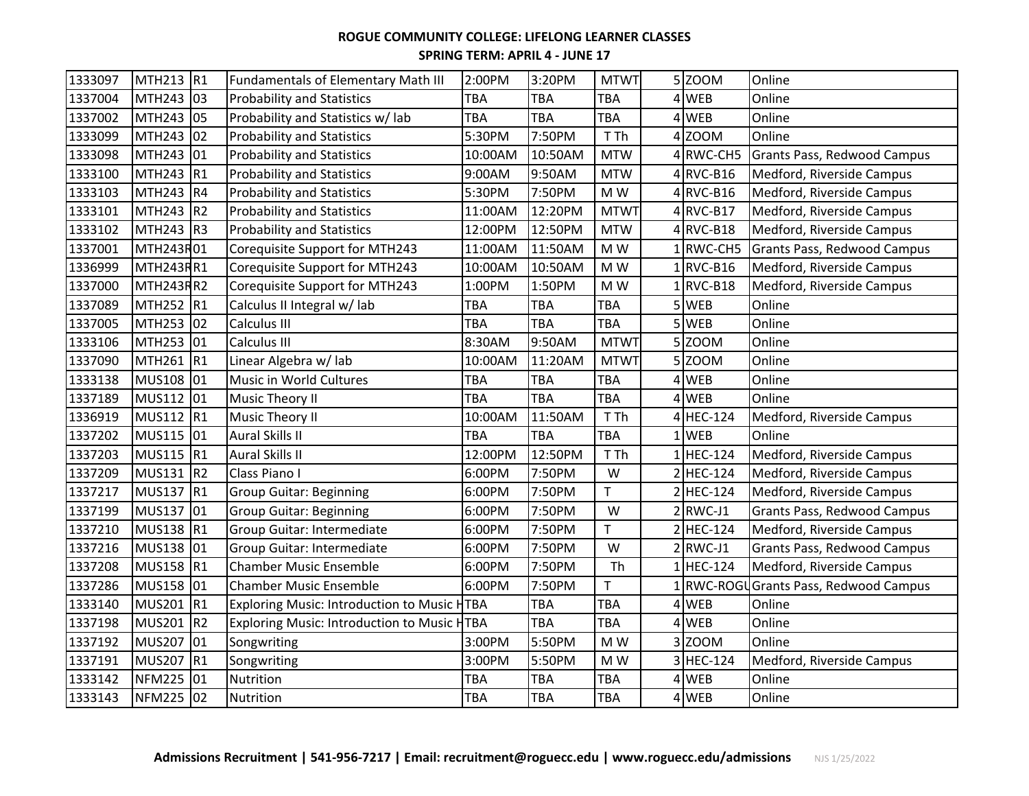**ROGUE COMMUNITY COLLEGE: LIFELONG LEARNER CLASSES**

**SPRING TERM: APRIL 4 - JUNE 17**

| | | | | | | | | | |
|---|---|---|---|---|---|---|---|---|---|
| 1333097 | MTH213 | R1 | Fundamentals of Elementary Math III | 2:00PM | 3:20PM | MTWT | 5 | ZOOM | Online |
| 1337004 | MTH243 | 03 | Probability and Statistics | TBA | TBA | TBA | 4 | WEB | Online |
| 1337002 | MTH243 | 05 | Probability and Statistics w/ lab | TBA | TBA | TBA | 4 | WEB | Online |
| 1333099 | MTH243 | 02 | Probability and Statistics | 5:30PM | 7:50PM | T Th | 4 | ZOOM | Online |
| 1333098 | MTH243 | 01 | Probability and Statistics | 10:00AM | 10:50AM | MTW | 4 | RWC-CH5 | Grants Pass, Redwood Campus |
| 1333100 | MTH243 | R1 | Probability and Statistics | 9:00AM | 9:50AM | MTW | 4 | RVC-B16 | Medford, Riverside Campus |
| 1333103 | MTH243 | R4 | Probability and Statistics | 5:30PM | 7:50PM | M W | 4 | RVC-B16 | Medford, Riverside Campus |
| 1333101 | MTH243 | R2 | Probability and Statistics | 11:00AM | 12:20PM | MTWT | 4 | RVC-B17 | Medford, Riverside Campus |
| 1333102 | MTH243 | R3 | Probability and Statistics | 12:00PM | 12:50PM | MTW | 4 | RVC-B18 | Medford, Riverside Campus |
| 1337001 | MTH243R | 01 | Corequisite Support for MTH243 | 11:00AM | 11:50AM | M W | 1 | RWC-CH5 | Grants Pass, Redwood Campus |
| 1336999 | MTH243R | R1 | Corequisite Support for MTH243 | 10:00AM | 10:50AM | M W | 1 | RVC-B16 | Medford, Riverside Campus |
| 1337000 | MTH243R | R2 | Corequisite Support for MTH243 | 1:00PM | 1:50PM | M W | 1 | RVC-B18 | Medford, Riverside Campus |
| 1337089 | MTH252 | R1 | Calculus II Integral w/ lab | TBA | TBA | TBA | 5 | WEB | Online |
| 1337005 | MTH253 | 02 | Calculus III | TBA | TBA | TBA | 5 | WEB | Online |
| 1333106 | MTH253 | 01 | Calculus III | 8:30AM | 9:50AM | MTWT | 5 | ZOOM | Online |
| 1337090 | MTH261 | R1 | Linear Algebra w/ lab | 10:00AM | 11:20AM | MTWT | 5 | ZOOM | Online |
| 1333138 | MUS108 | 01 | Music in World Cultures | TBA | TBA | TBA | 4 | WEB | Online |
| 1337189 | MUS112 | 01 | Music Theory II | TBA | TBA | TBA | 4 | WEB | Online |
| 1336919 | MUS112 | R1 | Music Theory II | 10:00AM | 11:50AM | T Th | 4 | HEC-124 | Medford, Riverside Campus |
| 1337202 | MUS115 | 01 | Aural Skills II | TBA | TBA | TBA | 1 | WEB | Online |
| 1337203 | MUS115 | R1 | Aural Skills II | 12:00PM | 12:50PM | T Th | 1 | HEC-124 | Medford, Riverside Campus |
| 1337209 | MUS131 | R2 | Class Piano I | 6:00PM | 7:50PM | W | 2 | HEC-124 | Medford, Riverside Campus |
| 1337217 | MUS137 | R1 | Group Guitar: Beginning | 6:00PM | 7:50PM | T | 2 | HEC-124 | Medford, Riverside Campus |
| 1337199 | MUS137 | 01 | Group Guitar: Beginning | 6:00PM | 7:50PM | W | 2 | RWC-J1 | Grants Pass, Redwood Campus |
| 1337210 | MUS138 | R1 | Group Guitar: Intermediate | 6:00PM | 7:50PM | T | 2 | HEC-124 | Medford, Riverside Campus |
| 1337216 | MUS138 | 01 | Group Guitar: Intermediate | 6:00PM | 7:50PM | W | 2 | RWC-J1 | Grants Pass, Redwood Campus |
| 1337208 | MUS158 | R1 | Chamber Music Ensemble | 6:00PM | 7:50PM | Th | 1 | HEC-124 | Medford, Riverside Campus |
| 1337286 | MUS158 | 01 | Chamber Music Ensemble | 6:00PM | 7:50PM | T | 1 | RWC-ROGU | Grants Pass, Redwood Campus |
| 1333140 | MUS201 | R1 | Exploring Music: Introduction to Music H | TBA | TBA | TBA | 4 | WEB | Online |
| 1337198 | MUS201 | R2 | Exploring Music: Introduction to Music H | TBA | TBA | TBA | 4 | WEB | Online |
| 1337192 | MUS207 | 01 | Songwriting | 3:00PM | 5:50PM | M W | 3 | ZOOM | Online |
| 1337191 | MUS207 | R1 | Songwriting | 3:00PM | 5:50PM | M W | 3 | HEC-124 | Medford, Riverside Campus |
| 1333142 | NFM225 | 01 | Nutrition | TBA | TBA | TBA | 4 | WEB | Online |
| 1333143 | NFM225 | 02 | Nutrition | TBA | TBA | TBA | 4 | WEB | Online |

**Admissions Recruitment | 541-956-7217 | Email: recruitment@roguecc.edu | www.roguecc.edu/admissions** NJS 1/25/2022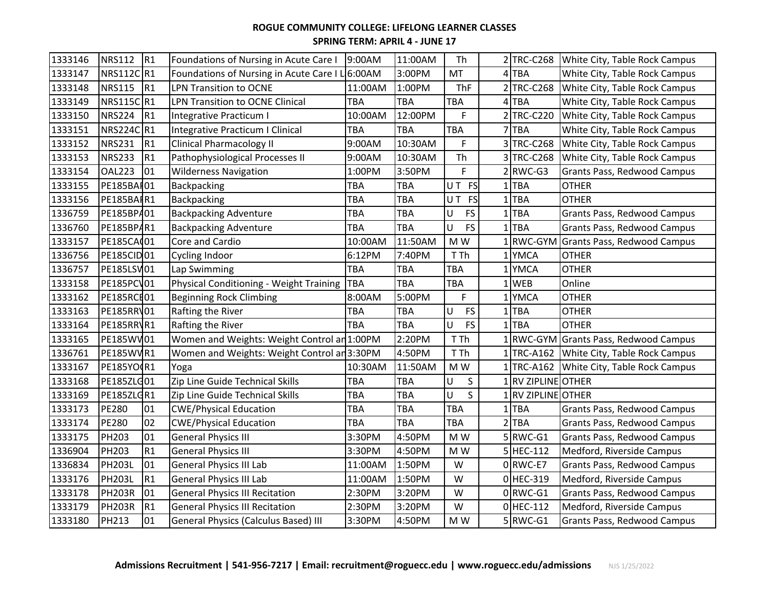**ROGUE COMMUNITY COLLEGE: LIFELONG LEARNER CLASSES**

**SPRING TERM: APRIL 4 - JUNE 17**

| | | | | | | | | | |
|---|---|---|---|---|---|---|---|---|---|
| 1333146 | NRS112 | R1 | Foundations of Nursing in Acute Care I | 9:00AM | 11:00AM | Th | 2 | TRC-C268 | White City, Table Rock Campus |
| 1333147 | NRS112C | R1 | Foundations of Nursing in Acute Care I L | 6:00AM | 3:00PM | MT | 4 | TBA | White City, Table Rock Campus |
| 1333148 | NRS115 | R1 | LPN Transition to OCNE | 11:00AM | 1:00PM | ThF | 2 | TRC-C268 | White City, Table Rock Campus |
| 1333149 | NRS115C | R1 | LPN Transition to OCNE Clinical | TBA | TBA | TBA | 4 | TBA | White City, Table Rock Campus |
| 1333150 | NRS224 | R1 | Integrative Practicum I | 10:00AM | 12:00PM | F | 2 | TRC-C220 | White City, Table Rock Campus |
| 1333151 | NRS224C | R1 | Integrative Practicum I Clinical | TBA | TBA | TBA | 7 | TBA | White City, Table Rock Campus |
| 1333152 | NRS231 | R1 | Clinical Pharmacology II | 9:00AM | 10:30AM | F | 3 | TRC-C268 | White City, Table Rock Campus |
| 1333153 | NRS233 | R1 | Pathophysiological Processes II | 9:00AM | 10:30AM | Th | 3 | TRC-C268 | White City, Table Rock Campus |
| 1333154 | OAL223 | 01 | Wilderness Navigation | 1:00PM | 3:50PM | F | 2 | RWC-G3 | Grants Pass, Redwood Campus |
| 1333155 | PE185BA | 01 | Backpacking | TBA | TBA | U T FS | 1 | TBA | OTHER |
| 1333156 | PE185BA | R1 | Backpacking | TBA | TBA | U T FS | 1 | TBA | OTHER |
| 1336759 | PE185BP | 01 | Backpacking Adventure | TBA | TBA | U FS | 1 | TBA | Grants Pass, Redwood Campus |
| 1336760 | PE185BP | R1 | Backpacking Adventure | TBA | TBA | U FS | 1 | TBA | Grants Pass, Redwood Campus |
| 1333157 | PE185CA | 01 | Core and Cardio | 10:00AM | 11:50AM | M W | 1 | RWC-GYM | Grants Pass, Redwood Campus |
| 1336756 | PE185CID | 01 | Cycling Indoor | 6:12PM | 7:40PM | T Th | 1 | YMCA | OTHER |
| 1336757 | PE185LSV | 01 | Lap Swimming | TBA | TBA | TBA | 1 | YMCA | OTHER |
| 1333158 | PE185PC | 01 | Physical Conditioning - Weight Training | TBA | TBA | TBA | 1 | WEB | Online |
| 1333162 | PE185RC | 01 | Beginning Rock Climbing | 8:00AM | 5:00PM | F | 1 | YMCA | OTHER |
| 1333163 | PE185RR | 01 | Rafting the River | TBA | TBA | U FS | 1 | TBA | OTHER |
| 1333164 | PE185RR | R1 | Rafting the River | TBA | TBA | U FS | 1 | TBA | OTHER |
| 1333165 | PE185WV | 01 | Women and Weights: Weight Control ar | 1:00PM | 2:20PM | T Th | 1 | RWC-GYM | Grants Pass, Redwood Campus |
| 1336761 | PE185WV | R1 | Women and Weights: Weight Control ar | 3:30PM | 4:50PM | T Th | 1 | TRC-A162 | White City, Table Rock Campus |
| 1333167 | PE185YO | R1 | Yoga | 10:30AM | 11:50AM | M W | 1 | TRC-A162 | White City, Table Rock Campus |
| 1333168 | PE185ZLG | 01 | Zip Line Guide Technical Skills | TBA | TBA | U S | 1 | RV ZIPLINE | OTHER |
| 1333169 | PE185ZLG | R1 | Zip Line Guide Technical Skills | TBA | TBA | U S | 1 | RV ZIPLINE | OTHER |
| 1333173 | PE280 | 01 | CWE/Physical Education | TBA | TBA | TBA | 1 | TBA | Grants Pass, Redwood Campus |
| 1333174 | PE280 | 02 | CWE/Physical Education | TBA | TBA | TBA | 2 | TBA | Grants Pass, Redwood Campus |
| 1333175 | PH203 | 01 | General Physics III | 3:30PM | 4:50PM | M W | 5 | RWC-G1 | Grants Pass, Redwood Campus |
| 1336904 | PH203 | R1 | General Physics III | 3:30PM | 4:50PM | M W | 5 | HEC-112 | Medford, Riverside Campus |
| 1336834 | PH203L | 01 | General Physics III Lab | 11:00AM | 1:50PM | W | 0 | RWC-E7 | Grants Pass, Redwood Campus |
| 1333176 | PH203L | R1 | General Physics III Lab | 11:00AM | 1:50PM | W | 0 | HEC-319 | Medford, Riverside Campus |
| 1333178 | PH203R | 01 | General Physics III Recitation | 2:30PM | 3:20PM | W | 0 | RWC-G1 | Grants Pass, Redwood Campus |
| 1333179 | PH203R | R1 | General Physics III Recitation | 2:30PM | 3:20PM | W | 0 | HEC-112 | Medford, Riverside Campus |
| 1333180 | PH213 | 01 | General Physics (Calculus Based) III | 3:30PM | 4:50PM | M W | 5 | RWC-G1 | Grants Pass, Redwood Campus |

**Admissions Recruitment | 541-956-7217 | Email: recruitment@roguecc.edu | www.roguecc.edu/admissions** NJS 1/25/2022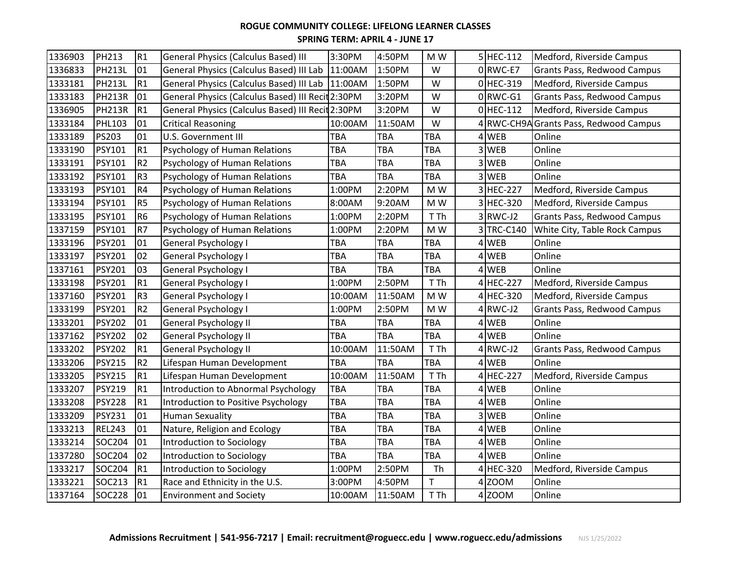**ROGUE COMMUNITY COLLEGE: LIFELONG LEARNER CLASSES**

**SPRING TERM: APRIL 4 - JUNE 17**

| | | | | | | | | | |
|---|---|---|---|---|---|---|---|---|---|
| 1336903 | PH213 | R1 | General Physics (Calculus Based) III | 3:30PM | 4:50PM | M W | 5 | HEC-112 | Medford, Riverside Campus |
| 1336833 | PH213L | 01 | General Physics (Calculus Based) III Lab | 11:00AM | 1:50PM | W | 0 | RWC-E7 | Grants Pass, Redwood Campus |
| 1333181 | PH213L | R1 | General Physics (Calculus Based) III Lab | 11:00AM | 1:50PM | W | 0 | HEC-319 | Medford, Riverside Campus |
| 1333183 | PH213R | 01 | General Physics (Calculus Based) III Recit | 2:30PM | 3:20PM | W | 0 | RWC-G1 | Grants Pass, Redwood Campus |
| 1336905 | PH213R | R1 | General Physics (Calculus Based) III Recit | 2:30PM | 3:20PM | W | 0 | HEC-112 | Medford, Riverside Campus |
| 1333184 | PHL103 | 01 | Critical Reasoning | 10:00AM | 11:50AM | W | 4 | RWC-CH9A | Grants Pass, Redwood Campus |
| 1333189 | PS203 | 01 | U.S. Government III | TBA | TBA | TBA | 4 | WEB | Online |
| 1333190 | PSY101 | R1 | Psychology of Human Relations | TBA | TBA | TBA | 3 | WEB | Online |
| 1333191 | PSY101 | R2 | Psychology of Human Relations | TBA | TBA | TBA | 3 | WEB | Online |
| 1333192 | PSY101 | R3 | Psychology of Human Relations | TBA | TBA | TBA | 3 | WEB | Online |
| 1333193 | PSY101 | R4 | Psychology of Human Relations | 1:00PM | 2:20PM | M W | 3 | HEC-227 | Medford, Riverside Campus |
| 1333194 | PSY101 | R5 | Psychology of Human Relations | 8:00AM | 9:20AM | M W | 3 | HEC-320 | Medford, Riverside Campus |
| 1333195 | PSY101 | R6 | Psychology of Human Relations | 1:00PM | 2:20PM | T Th | 3 | RWC-J2 | Grants Pass, Redwood Campus |
| 1337159 | PSY101 | R7 | Psychology of Human Relations | 1:00PM | 2:20PM | M W | 3 | TRC-C140 | White City, Table Rock Campus |
| 1333196 | PSY201 | 01 | General Psychology I | TBA | TBA | TBA | 4 | WEB | Online |
| 1333197 | PSY201 | 02 | General Psychology I | TBA | TBA | TBA | 4 | WEB | Online |
| 1337161 | PSY201 | 03 | General Psychology I | TBA | TBA | TBA | 4 | WEB | Online |
| 1333198 | PSY201 | R1 | General Psychology I | 1:00PM | 2:50PM | T Th | 4 | HEC-227 | Medford, Riverside Campus |
| 1337160 | PSY201 | R3 | General Psychology I | 10:00AM | 11:50AM | M W | 4 | HEC-320 | Medford, Riverside Campus |
| 1333199 | PSY201 | R2 | General Psychology I | 1:00PM | 2:50PM | M W | 4 | RWC-J2 | Grants Pass, Redwood Campus |
| 1333201 | PSY202 | 01 | General Psychology II | TBA | TBA | TBA | 4 | WEB | Online |
| 1337162 | PSY202 | 02 | General Psychology II | TBA | TBA | TBA | 4 | WEB | Online |
| 1333202 | PSY202 | R1 | General Psychology II | 10:00AM | 11:50AM | T Th | 4 | RWC-J2 | Grants Pass, Redwood Campus |
| 1333206 | PSY215 | R2 | Lifespan Human Development | TBA | TBA | TBA | 4 | WEB | Online |
| 1333205 | PSY215 | R1 | Lifespan Human Development | 10:00AM | 11:50AM | T Th | 4 | HEC-227 | Medford, Riverside Campus |
| 1333207 | PSY219 | R1 | Introduction to Abnormal Psychology | TBA | TBA | TBA | 4 | WEB | Online |
| 1333208 | PSY228 | R1 | Introduction to Positive Psychology | TBA | TBA | TBA | 4 | WEB | Online |
| 1333209 | PSY231 | 01 | Human Sexuality | TBA | TBA | TBA | 3 | WEB | Online |
| 1333213 | REL243 | 01 | Nature, Religion and Ecology | TBA | TBA | TBA | 4 | WEB | Online |
| 1333214 | SOC204 | 01 | Introduction to Sociology | TBA | TBA | TBA | 4 | WEB | Online |
| 1337280 | SOC204 | 02 | Introduction to Sociology | TBA | TBA | TBA | 4 | WEB | Online |
| 1333217 | SOC204 | R1 | Introduction to Sociology | 1:00PM | 2:50PM | Th | 4 | HEC-320 | Medford, Riverside Campus |
| 1333221 | SOC213 | R1 | Race and Ethnicity in the U.S. | 3:00PM | 4:50PM | T | 4 | ZOOM | Online |
| 1337164 | SOC228 | 01 | Environment and Society | 10:00AM | 11:50AM | T Th | 4 | ZOOM | Online |

**Admissions Recruitment | 541-956-7217 | Email: recruitment@roguecc.edu | www.roguecc.edu/admissions** NJS 1/25/2022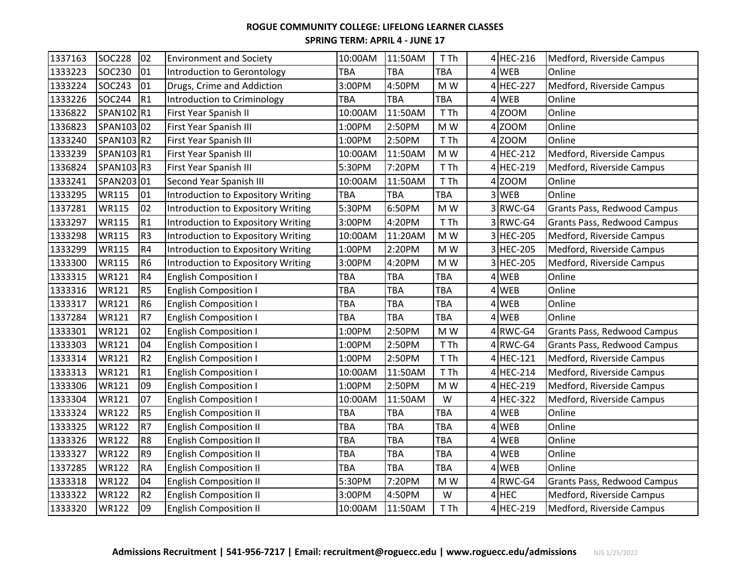**ROGUE COMMUNITY COLLEGE: LIFELONG LEARNER CLASSES**

**SPRING TERM: APRIL 4 - JUNE 17**

| | | | | | | | | | |
|---|---|---|---|---|---|---|---|---|---|
| 1337163 | SOC228 | 02 | Environment and Society | 10:00AM | 11:50AM | T Th | 4 | HEC-216 | Medford, Riverside Campus |
| 1333223 | SOC230 | 01 | Introduction to Gerontology | TBA | TBA | TBA | 4 | WEB | Online |
| 1333224 | SOC243 | 01 | Drugs, Crime and Addiction | 3:00PM | 4:50PM | M W | 4 | HEC-227 | Medford, Riverside Campus |
| 1333226 | SOC244 | R1 | Introduction to Criminology | TBA | TBA | TBA | 4 | WEB | Online |
| 1336822 | SPAN102 | R1 | First Year Spanish II | 10:00AM | 11:50AM | T Th | 4 | ZOOM | Online |
| 1336823 | SPAN103 | 02 | First Year Spanish III | 1:00PM | 2:50PM | M W | 4 | ZOOM | Online |
| 1333240 | SPAN103 | R2 | First Year Spanish III | 1:00PM | 2:50PM | T Th | 4 | ZOOM | Online |
| 1333239 | SPAN103 | R1 | First Year Spanish III | 10:00AM | 11:50AM | M W | 4 | HEC-212 | Medford, Riverside Campus |
| 1336824 | SPAN103 | R3 | First Year Spanish III | 5:30PM | 7:20PM | T Th | 4 | HEC-219 | Medford, Riverside Campus |
| 1333241 | SPAN203 | 01 | Second Year Spanish III | 10:00AM | 11:50AM | T Th | 4 | ZOOM | Online |
| 1333295 | WR115 | 01 | Introduction to Expository Writing | TBA | TBA | TBA | 3 | WEB | Online |
| 1337281 | WR115 | 02 | Introduction to Expository Writing | 5:30PM | 6:50PM | M W | 3 | RWC-G4 | Grants Pass, Redwood Campus |
| 1333297 | WR115 | R1 | Introduction to Expository Writing | 3:00PM | 4:20PM | T Th | 3 | RWC-G4 | Grants Pass, Redwood Campus |
| 1333298 | WR115 | R3 | Introduction to Expository Writing | 10:00AM | 11:20AM | M W | 3 | HEC-205 | Medford, Riverside Campus |
| 1333299 | WR115 | R4 | Introduction to Expository Writing | 1:00PM | 2:20PM | M W | 3 | HEC-205 | Medford, Riverside Campus |
| 1333300 | WR115 | R6 | Introduction to Expository Writing | 3:00PM | 4:20PM | M W | 3 | HEC-205 | Medford, Riverside Campus |
| 1333315 | WR121 | R4 | English Composition I | TBA | TBA | TBA | 4 | WEB | Online |
| 1333316 | WR121 | R5 | English Composition I | TBA | TBA | TBA | 4 | WEB | Online |
| 1333317 | WR121 | R6 | English Composition I | TBA | TBA | TBA | 4 | WEB | Online |
| 1337284 | WR121 | R7 | English Composition I | TBA | TBA | TBA | 4 | WEB | Online |
| 1333301 | WR121 | 02 | English Composition I | 1:00PM | 2:50PM | M W | 4 | RWC-G4 | Grants Pass, Redwood Campus |
| 1333303 | WR121 | 04 | English Composition I | 1:00PM | 2:50PM | T Th | 4 | RWC-G4 | Grants Pass, Redwood Campus |
| 1333314 | WR121 | R2 | English Composition I | 1:00PM | 2:50PM | T Th | 4 | HEC-121 | Medford, Riverside Campus |
| 1333313 | WR121 | R1 | English Composition I | 10:00AM | 11:50AM | T Th | 4 | HEC-214 | Medford, Riverside Campus |
| 1333306 | WR121 | 09 | English Composition I | 1:00PM | 2:50PM | M W | 4 | HEC-219 | Medford, Riverside Campus |
| 1333304 | WR121 | 07 | English Composition I | 10:00AM | 11:50AM | W | 4 | HEC-322 | Medford, Riverside Campus |
| 1333324 | WR122 | R5 | English Composition II | TBA | TBA | TBA | 4 | WEB | Online |
| 1333325 | WR122 | R7 | English Composition II | TBA | TBA | TBA | 4 | WEB | Online |
| 1333326 | WR122 | R8 | English Composition II | TBA | TBA | TBA | 4 | WEB | Online |
| 1333327 | WR122 | R9 | English Composition II | TBA | TBA | TBA | 4 | WEB | Online |
| 1337285 | WR122 | RA | English Composition II | TBA | TBA | TBA | 4 | WEB | Online |
| 1333318 | WR122 | 04 | English Composition II | 5:30PM | 7:20PM | M W | 4 | RWC-G4 | Grants Pass, Redwood Campus |
| 1333322 | WR122 | R2 | English Composition II | 3:00PM | 4:50PM | W | 4 | HEC | Medford, Riverside Campus |
| 1333320 | WR122 | 09 | English Composition II | 10:00AM | 11:50AM | T Th | 4 | HEC-219 | Medford, Riverside Campus |

**Admissions Recruitment | 541-956-7217 | Email: recruitment@roguecc.edu | www.roguecc.edu/admissions** NJS 1/25/2022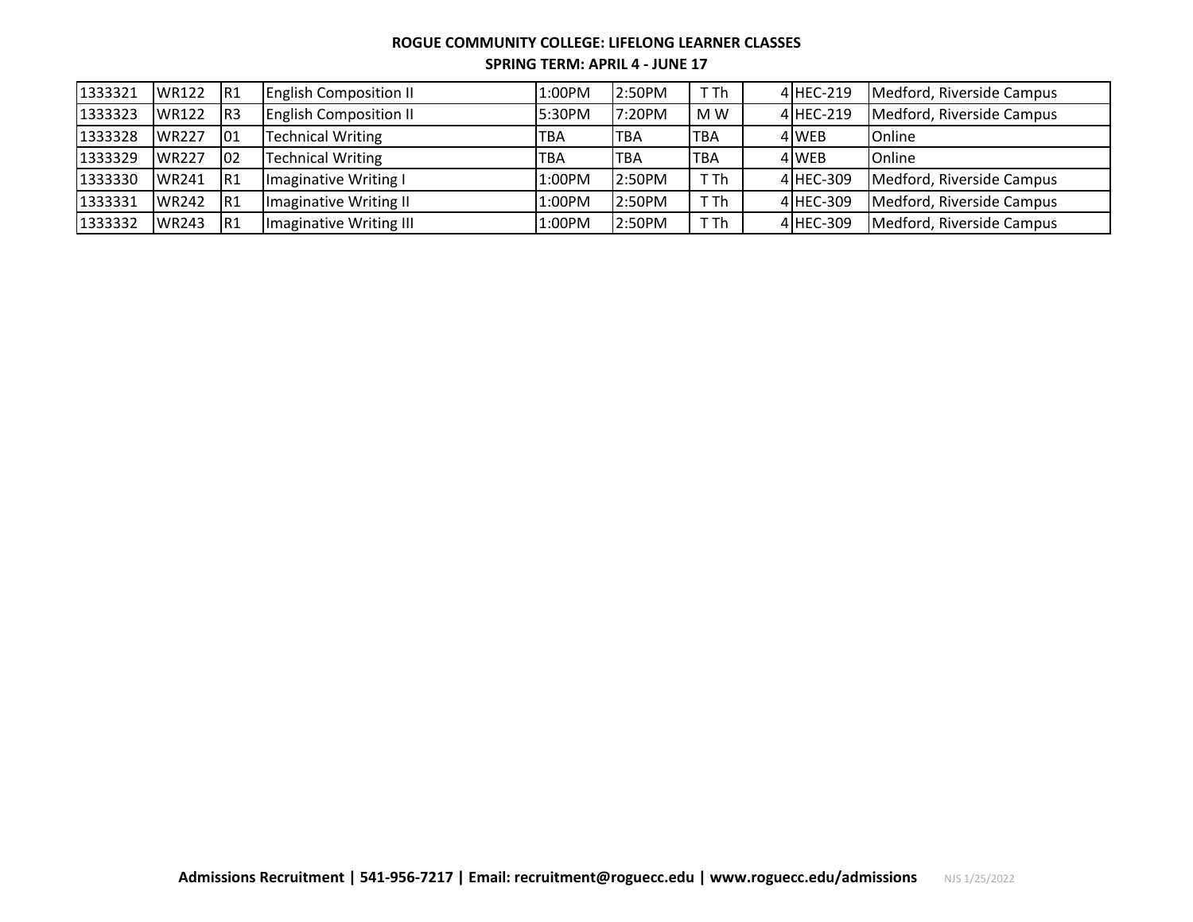**ROGUE COMMUNITY COLLEGE: LIFELONG LEARNER CLASSES**

**SPRING TERM: APRIL 4 - JUNE 17**

| | | | | | | | | | |
|---|---|---|---|---|---|---|---|---|---|
| 1333321 | WR122 | R1 | English Composition II | 1:00PM | 2:50PM | T Th | 4 | HEC-219 | Medford, Riverside Campus |
| 1333323 | WR122 | R3 | English Composition II | 5:30PM | 7:20PM | M W | 4 | HEC-219 | Medford, Riverside Campus |
| 1333328 | WR227 | 01 | Technical Writing | TBA | TBA | TBA | 4 | WEB | Online |
| 1333329 | WR227 | 02 | Technical Writing | TBA | TBA | TBA | 4 | WEB | Online |
| 1333330 | WR241 | R1 | Imaginative Writing I | 1:00PM | 2:50PM | T Th | 4 | HEC-309 | Medford, Riverside Campus |
| 1333331 | WR242 | R1 | Imaginative Writing II | 1:00PM | 2:50PM | T Th | 4 | HEC-309 | Medford, Riverside Campus |
| 1333332 | WR243 | R1 | Imaginative Writing III | 1:00PM | 2:50PM | T Th | 4 | HEC-309 | Medford, Riverside Campus |

**Admissions Recruitment | 541-956-7217 | Email: recruitment@roguecc.edu | www.roguecc.edu/admissions** NJS 1/25/2022